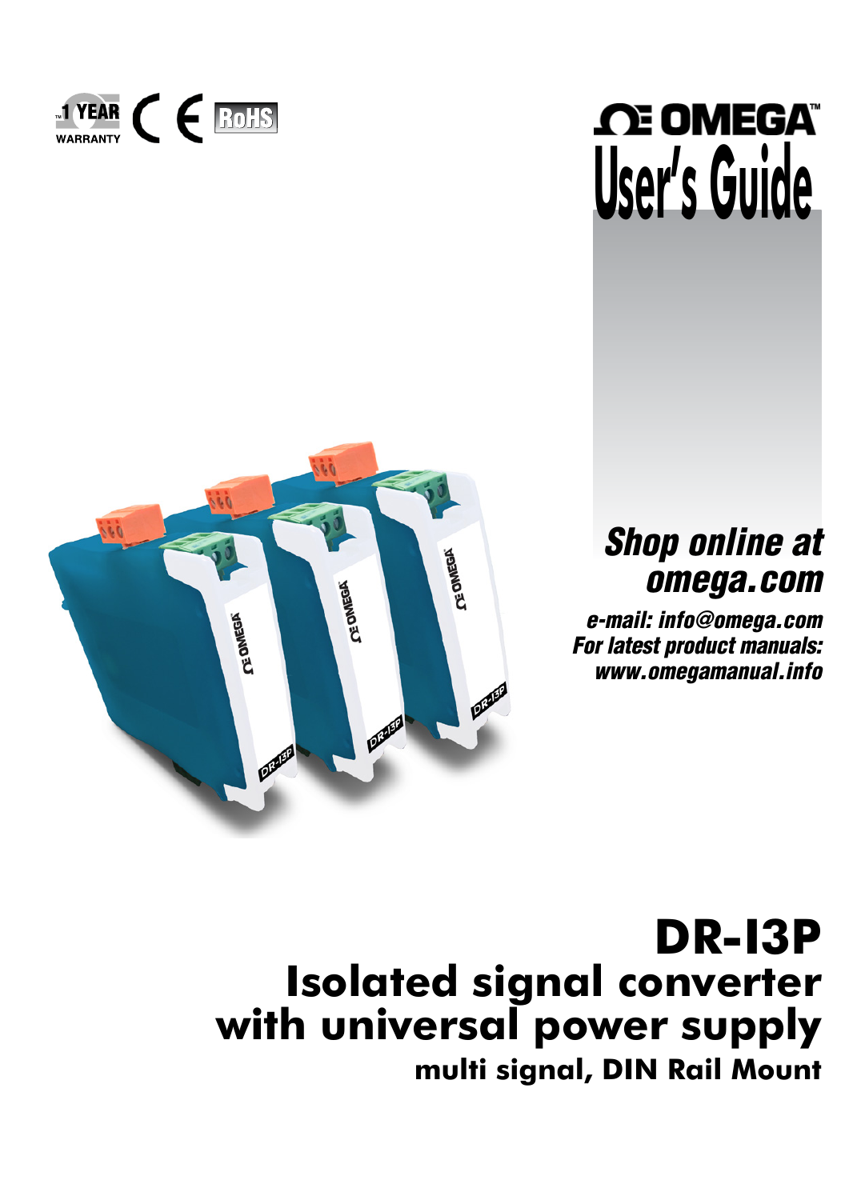1 YEAR WARRANTY

CE RoHS

OMEGA™

# User's Guide

***Shop online at omega.com***

***e-mail: info@omega.com***
***For latest product manuals:***
***www.omegamanual.info***

# DR-I3P

## Isolated signal converter with universal power supply

### multi signal, DIN Rail Mount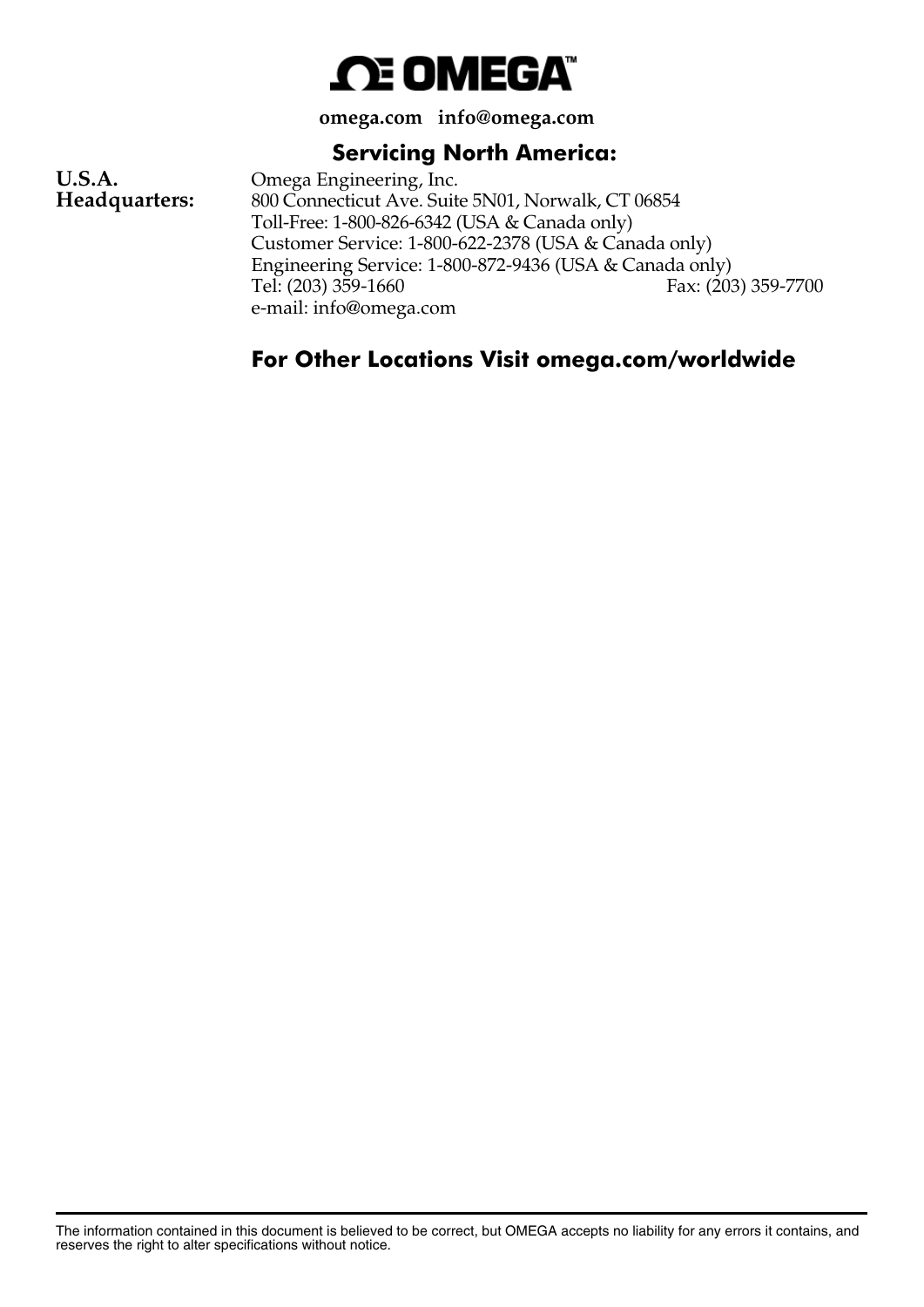# OMEGA™

**omega.com   info@omega.com**

## Servicing North America:

**U.S.A. Headquarters:**

Omega Engineering, Inc.
800 Connecticut Ave. Suite 5N01, Norwalk, CT 06854
Toll-Free: 1-800-826-6342 (USA & Canada only)
Customer Service: 1-800-622-2378 (USA & Canada only)
Engineering Service: 1-800-872-9436 (USA & Canada only)
Tel: (203) 359-1660    Fax: (203) 359-7700
e-mail: info@omega.com

## For Other Locations Visit omega.com/worldwide

The information contained in this document is believed to be correct, but OMEGA accepts no liability for any errors it contains, and reserves the right to alter specifications without notice.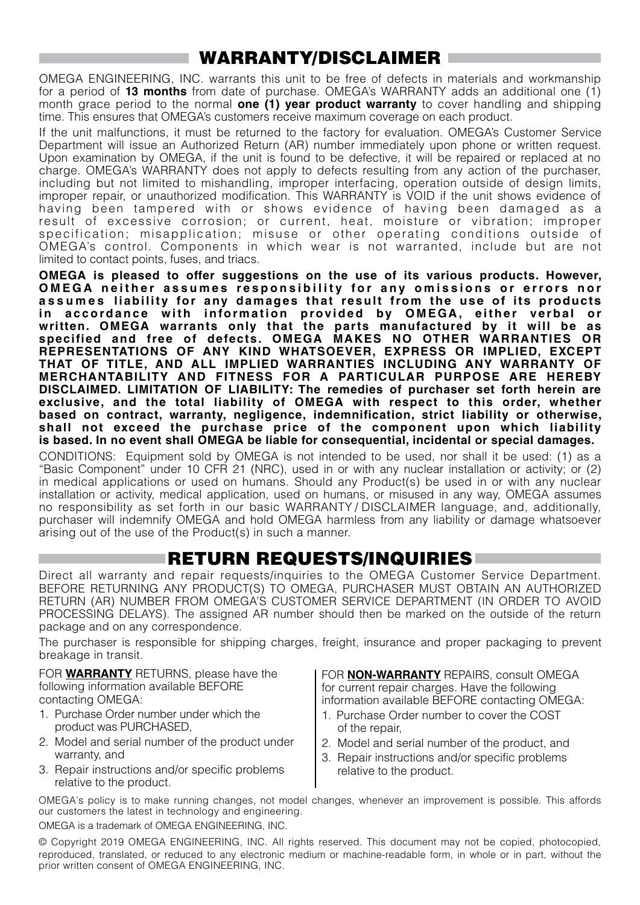## WARRANTY/DISCLAIMER

OMEGA ENGINEERING, INC. warrants this unit to be free of defects in materials and workmanship for a period of **13 months** from date of purchase. OMEGA's WARRANTY adds an additional one (1) month grace period to the normal **one (1) year product warranty** to cover handling and shipping time. This ensures that OMEGA's customers receive maximum coverage on each product.

If the unit malfunctions, it must be returned to the factory for evaluation. OMEGA's Customer Service Department will issue an Authorized Return (AR) number immediately upon phone or written request. Upon examination by OMEGA, if the unit is found to be defective, it will be repaired or replaced at no charge. OMEGA's WARRANTY does not apply to defects resulting from any action of the purchaser, including but not limited to mishandling, improper interfacing, operation outside of design limits, improper repair, or unauthorized modification. This WARRANTY is VOID if the unit shows evidence of having been tampered with or shows evidence of having been damaged as a result of excessive corrosion; or current, heat, moisture or vibration; improper specification; misapplication; misuse or other operating conditions outside of OMEGA's control. Components in which wear is not warranted, include but are not limited to contact points, fuses, and triacs.

**OMEGA is pleased to offer suggestions on the use of its various products. However, OMEGA neither assumes responsibility for any omissions or errors nor assumes liability for any damages that result from the use of its products in accordance with information provided by OMEGA, either verbal or written. OMEGA warrants only that the parts manufactured by it will be as specified and free of defects. OMEGA MAKES NO OTHER WARRANTIES OR REPRESENTATIONS OF ANY KIND WHATSOEVER, EXPRESS OR IMPLIED, EXCEPT THAT OF TITLE, AND ALL IMPLIED WARRANTIES INCLUDING ANY WARRANTY OF MERCHANTABILITY AND FITNESS FOR A PARTICULAR PURPOSE ARE HEREBY DISCLAIMED. LIMITATION OF LIABILITY: The remedies of purchaser set forth herein are exclusive, and the total liability of OMEGA with respect to this order, whether based on contract, warranty, negligence, indemnification, strict liability or otherwise, shall not exceed the purchase price of the component upon which liability is based. In no event shall OMEGA be liable for consequential, incidental or special damages.**

CONDITIONS: Equipment sold by OMEGA is not intended to be used, nor shall it be used: (1) as a "Basic Component" under 10 CFR 21 (NRC), used in or with any nuclear installation or activity; or (2) in medical applications or used on humans. Should any Product(s) be used in or with any nuclear installation or activity, medical application, used on humans, or misused in any way, OMEGA assumes no responsibility as set forth in our basic WARRANTY / DISCLAIMER language, and, additionally, purchaser will indemnify OMEGA and hold OMEGA harmless from any liability or damage whatsoever arising out of the use of the Product(s) in such a manner.

## RETURN REQUESTS/INQUIRIES

Direct all warranty and repair requests/inquiries to the OMEGA Customer Service Department. BEFORE RETURNING ANY PRODUCT(S) TO OMEGA, PURCHASER MUST OBTAIN AN AUTHORIZED RETURN (AR) NUMBER FROM OMEGA'S CUSTOMER SERVICE DEPARTMENT (IN ORDER TO AVOID PROCESSING DELAYS). The assigned AR number should then be marked on the outside of the return package and on any correspondence.

The purchaser is responsible for shipping charges, freight, insurance and proper packaging to prevent breakage in transit.

FOR **WARRANTY** RETURNS, please have the following information available BEFORE contacting OMEGA:

1. Purchase Order number under which the product was PURCHASED,
2. Model and serial number of the product under warranty, and
3. Repair instructions and/or specific problems relative to the product.

FOR **NON-WARRANTY** REPAIRS, consult OMEGA for current repair charges. Have the following information available BEFORE contacting OMEGA:

1. Purchase Order number to cover the COST of the repair,
2. Model and serial number of the product, and
3. Repair instructions and/or specific problems relative to the product.

OMEGA's policy is to make running changes, not model changes, whenever an improvement is possible. This affords our customers the latest in technology and engineering.

OMEGA is a trademark of OMEGA ENGINEERING, INC.

© Copyright 2019 OMEGA ENGINEERING, INC. All rights reserved. This document may not be copied, photocopied, reproduced, translated, or reduced to any electronic medium or machine-readable form, in whole or in part, without the prior written consent of OMEGA ENGINEERING, INC.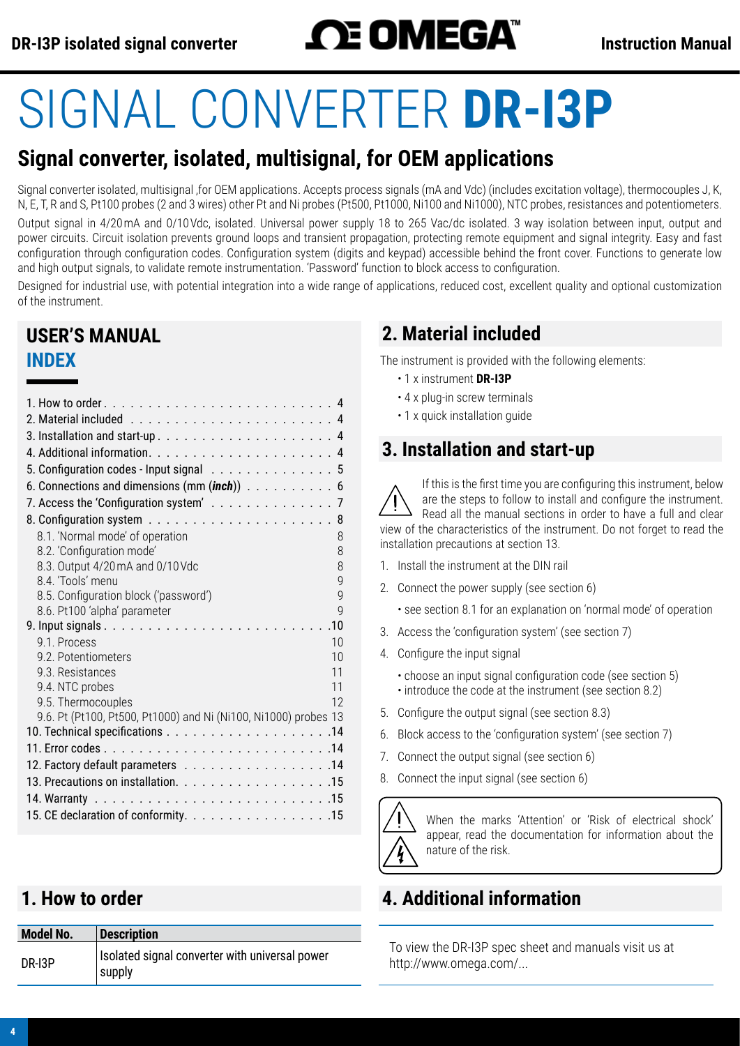# SIGNAL CONVERTER **DR-I3P**

## Signal converter, isolated, multisignal, for OEM applications

Signal converter isolated, multisignal ,for OEM applications. Accepts process signals (mA and Vdc) (includes excitation voltage), thermocouples J, K, N, E, T, R and S, Pt100 probes (2 and 3 wires) other Pt and Ni probes (Pt500, Pt1000, Ni100 and Ni1000), NTC probes, resistances and potentiometers.

Output signal in 4/20 mA and 0/10 Vdc, isolated. Universal power supply 18 to 265 Vac/dc isolated. 3 way isolation between input, output and power circuits. Circuit isolation prevents ground loops and transient propagation, protecting remote equipment and signal integrity. Easy and fast configuration through configuration codes. Configuration system (digits and keypad) accessible behind the front cover. Functions to generate low and high output signals, to validate remote instrumentation. 'Password' function to block access to configuration.

Designed for industrial use, with potential integration into a wide range of applications, reduced cost, excellent quality and optional customization of the instrument.

## USER'S MANUAL
## INDEX

1. How to order . . . . . . . . . . 4
2. Material included . . . . . . . . . . 4
3. Installation and start-up . . . . . . . . . . 4
4. Additional information . . . . . . . . . . 4
5. Configuration codes - Input signal . . . . . . . . . . 5
6. Connections and dimensions (mm (***inch***)) . . . . . . . . . . 6
7. Access the 'Configuration system' . . . . . . . . . . 7
8. Configuration system . . . . . . . . . . 8
   - 8.1. 'Normal mode' of operation 8
   - 8.2. 'Configuration mode' 8
   - 8.3. Output 4/20 mA and 0/10 Vdc 8
   - 8.4. 'Tools' menu 9
   - 8.5. Configuration block ('password') 9
   - 8.6. Pt100 'alpha' parameter 9
9. Input signals . . . . . . . . . . 10
   - 9.1. Process 10
   - 9.2. Potentiometers 10
   - 9.3. Resistances 11
   - 9.4. NTC probes 11
   - 9.5. Thermocouples 12
   - 9.6. Pt (Pt100, Pt500, Pt1000) and Ni (Ni100, Ni1000) probes 13
10. Technical specifications . . . . . . . . . . 14
11. Error codes . . . . . . . . . . 14
12. Factory default parameters . . . . . . . . . . 14
13. Precautions on installation . . . . . . . . . . 15
14. Warranty . . . . . . . . . . 15
15. CE declaration of conformity . . . . . . . . . . 15

## 1. How to order

| Model No. | Description |
|---|---|
| DR-I3P | Isolated signal converter with universal power supply |

## 2. Material included

The instrument is provided with the following elements:

- 1 x instrument **DR-I3P**
- 4 x plug-in screw terminals
- 1 x quick installation guide

## 3. Installation and start-up

If this is the first time you are configuring this instrument, below are the steps to follow to install and configure the instrument. Read all the manual sections in order to have a full and clear view of the characteristics of the instrument. Do not forget to read the installation precautions at section 13.

1. Install the instrument at the DIN rail
2. Connect the power supply (see section 6)
   - see section 8.1 for an explanation on 'normal mode' of operation
3. Access the 'configuration system' (see section 7)
4. Configure the input signal
   - choose an input signal configuration code (see section 5)
   - introduce the code at the instrument (see section 8.2)
5. Configure the output signal (see section 8.3)
6. Block access to the 'configuration system' (see section 7)
7. Connect the output signal (see section 6)
8. Connect the input signal (see section 6)

When the marks 'Attention' or 'Risk of electrical shock' appear, read the documentation for information about the nature of the risk.

## 4. Additional information

To view the DR-I3P spec sheet and manuals visit us at http://www.omega.com/...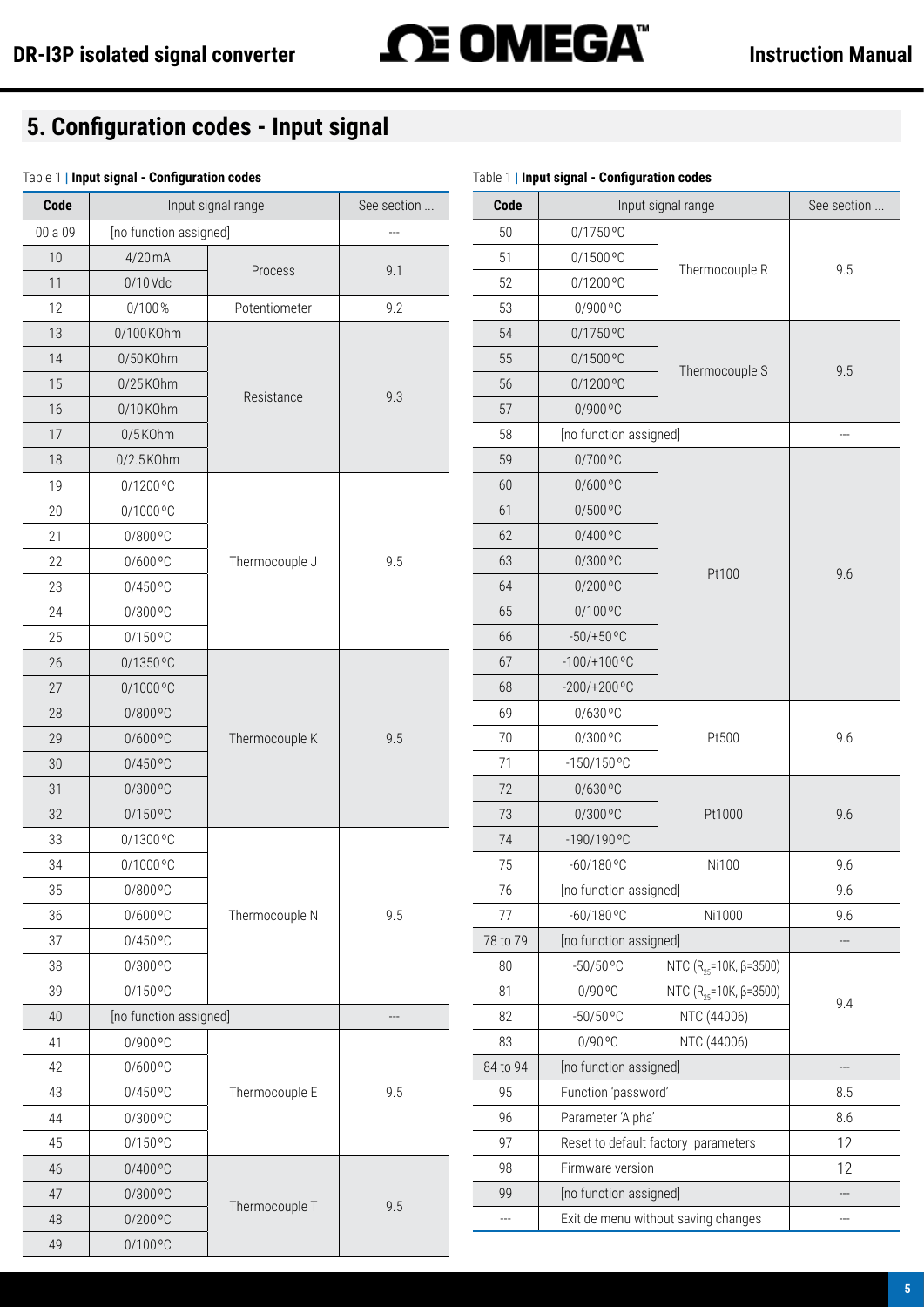# 5. Configuration codes - Input signal

Table 1 | **Input signal - Configuration codes**

| Code | Input signal range | | See section ... |
|---|---|---|---|
| 00 a 09 | [no function assigned] | | --- |
| 10 | 4/20 mA | Process | 9.1 |
| 11 | 0/10 Vdc | Process | 9.1 |
| 12 | 0/100 % | Potentiometer | 9.2 |
| 13 | 0/100 KOhm | Resistance | 9.3 |
| 14 | 0/50 KOhm | Resistance | 9.3 |
| 15 | 0/25 KOhm | Resistance | 9.3 |
| 16 | 0/10 KOhm | Resistance | 9.3 |
| 17 | 0/5 KOhm | Resistance | 9.3 |
| 18 | 0/2.5 KOhm | Resistance | 9.3 |
| 19 | 0/1200 ºC | Thermocouple J | 9.5 |
| 20 | 0/1000 ºC | Thermocouple J | 9.5 |
| 21 | 0/800 ºC | Thermocouple J | 9.5 |
| 22 | 0/600 ºC | Thermocouple J | 9.5 |
| 23 | 0/450 ºC | Thermocouple J | 9.5 |
| 24 | 0/300 ºC | Thermocouple J | 9.5 |
| 25 | 0/150 ºC | Thermocouple J | 9.5 |
| 26 | 0/1350 ºC | Thermocouple K | 9.5 |
| 27 | 0/1000 ºC | Thermocouple K | 9.5 |
| 28 | 0/800 ºC | Thermocouple K | 9.5 |
| 29 | 0/600 ºC | Thermocouple K | 9.5 |
| 30 | 0/450 ºC | Thermocouple K | 9.5 |
| 31 | 0/300 ºC | Thermocouple K | 9.5 |
| 32 | 0/150 ºC | Thermocouple K | 9.5 |
| 33 | 0/1300 ºC | Thermocouple N | 9.5 |
| 34 | 0/1000 ºC | Thermocouple N | 9.5 |
| 35 | 0/800 ºC | Thermocouple N | 9.5 |
| 36 | 0/600 ºC | Thermocouple N | 9.5 |
| 37 | 0/450 ºC | Thermocouple N | 9.5 |
| 38 | 0/300 ºC | Thermocouple N | 9.5 |
| 39 | 0/150 ºC | Thermocouple N | 9.5 |
| 40 | [no function assigned] | | --- |
| 41 | 0/900 ºC | Thermocouple E | 9.5 |
| 42 | 0/600 ºC | Thermocouple E | 9.5 |
| 43 | 0/450 ºC | Thermocouple E | 9.5 |
| 44 | 0/300 ºC | Thermocouple E | 9.5 |
| 45 | 0/150 ºC | Thermocouple E | 9.5 |
| 46 | 0/400 ºC | Thermocouple T | 9.5 |
| 47 | 0/300 ºC | Thermocouple T | 9.5 |
| 48 | 0/200 ºC | Thermocouple T | 9.5 |
| 49 | 0/100 ºC | Thermocouple T | 9.5 |
| 50 | 0/1750 ºC | Thermocouple R | 9.5 |
| 51 | 0/1500 ºC | Thermocouple R | 9.5 |
| 52 | 0/1200 ºC | Thermocouple R | 9.5 |
| 53 | 0/900 ºC | Thermocouple R | 9.5 |
| 54 | 0/1750 ºC | Thermocouple S | 9.5 |
| 55 | 0/1500 ºC | Thermocouple S | 9.5 |
| 56 | 0/1200 ºC | Thermocouple S | 9.5 |
| 57 | 0/900 ºC | Thermocouple S | 9.5 |
| 58 | [no function assigned] | | --- |
| 59 | 0/700 ºC | Pt100 | 9.6 |
| 60 | 0/600 ºC | Pt100 | 9.6 |
| 61 | 0/500 ºC | Pt100 | 9.6 |
| 62 | 0/400 ºC | Pt100 | 9.6 |
| 63 | 0/300 ºC | Pt100 | 9.6 |
| 64 | 0/200 ºC | Pt100 | 9.6 |
| 65 | 0/100 ºC | Pt100 | 9.6 |
| 66 | -50/+50 ºC | Pt100 | 9.6 |
| 67 | -100/+100 ºC | Pt100 | 9.6 |
| 68 | -200/+200 ºC | Pt100 | 9.6 |
| 69 | 0/630 ºC | Pt500 | 9.6 |
| 70 | 0/300 ºC | Pt500 | 9.6 |
| 71 | -150/150 ºC | Pt500 | 9.6 |
| 72 | 0/630 ºC | Pt1000 | 9.6 |
| 73 | 0/300 ºC | Pt1000 | 9.6 |
| 74 | -190/190 ºC | Pt1000 | 9.6 |
| 75 | -60/180 ºC | Ni100 | 9.6 |
| 76 | [no function assigned] | | 9.6 |
| 77 | -60/180 ºC | Ni1000 | 9.6 |
| 78 to 79 | [no function assigned] | | --- |
| 80 | -50/50 ºC | NTC ($R_{25}$=10K, β=3500) | 9.4 |
| 81 | 0/90 ºC | NTC ($R_{25}$=10K, β=3500) | 9.4 |
| 82 | -50/50 ºC | NTC (44006) | 9.4 |
| 83 | 0/90 ºC | NTC (44006) | 9.4 |
| 84 to 94 | [no function assigned] | | --- |
| 95 | Function 'password' | | 8.5 |
| 96 | Parameter 'Alpha' | | 8.6 |
| 97 | Reset to default factory parameters | | 12 |
| 98 | Firmware version | | 12 |
| 99 | [no function assigned] | | --- |
| --- | Exit de menu without saving changes | | --- |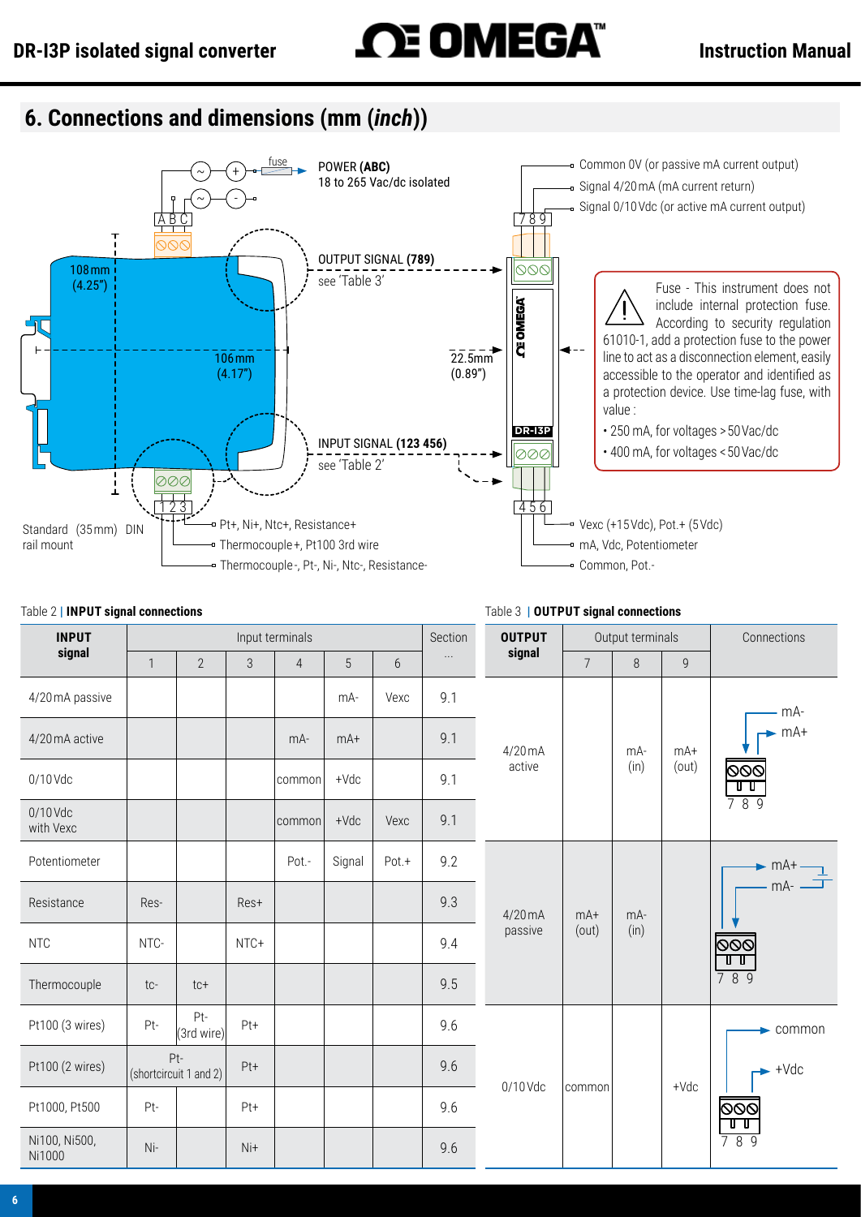## 6. Connections and dimensions (mm (*inch*))

POWER **(ABC)**
18 to 265 Vac/dc isolated

fuse

108 mm (4.25")

106 mm (4.17")

22.5mm (0.89")

OUTPUT SIGNAL **(789)**
see 'Table 3'

INPUT SIGNAL **(123 456)**
see 'Table 2'

Standard (35 mm) DIN rail mount

Terminals 1 2 3:
- Pt+, Ni+, Ntc+, Resistance+
- Thermocouple+, Pt100 3rd wire
- Thermocouple-, Pt-, Ni-, Ntc-, Resistance-

Terminals 7 8 9:
- Common 0V (or passive mA current output)
- Signal 4/20 mA (mA current return)
- Signal 0/10 Vdc (or active mA current output)

Terminals 4 5 6:
- Vexc (+15 Vdc), Pot.+ (5 Vdc)
- mA, Vdc, Potentiometer
- Common, Pot.-

Fuse - This instrument does not include internal protection fuse. According to security regulation 61010-1, add a protection fuse to the power line to act as a disconnection element, easily accessible to the operator and identified as a protection device. Use time-lag fuse, with value :

- 250 mA, for voltages > 50 Vac/dc
- 400 mA, for voltages < 50 Vac/dc

Table 2 | **INPUT signal connections**

| INPUT signal | Input terminals 1 | 2 | 3 | 4 | 5 | 6 | Section ... |
|---|---|---|---|---|---|---|---|
| 4/20 mA passive | | | | | mA- | Vexc | 9.1 |
| 4/20 mA active | | | | mA- | mA+ | | 9.1 |
| 0/10 Vdc | | | | common | +Vdc | | 9.1 |
| 0/10 Vdc with Vexc | | | | common | +Vdc | Vexc | 9.1 |
| Potentiometer | | | | Pot.- | Signal | Pot.+ | 9.2 |
| Resistance | Res- | | Res+ | | | | 9.3 |
| NTC | NTC- | | NTC+ | | | | 9.4 |
| Thermocouple | tc- | tc+ | | | | | 9.5 |
| Pt100 (3 wires) | Pt- | Pt- (3rd wire) | Pt+ | | | | 9.6 |
| Pt100 (2 wires) | Pt- (shortcircuit 1 and 2) | | Pt+ | | | | 9.6 |
| Pt1000, Pt500 | Pt- | | Pt+ | | | | 9.6 |
| Ni100, Ni500, Ni1000 | Ni- | | Ni+ | | | | 9.6 |

Table 3 | **OUTPUT signal connections**

| OUTPUT signal | Output terminals 7 | 8 | 9 | Connections |
|---|---|---|---|---|
| 4/20 mA active | | mA- (in) | mA+ (out) | mA-, mA+ (7 8 9) |
| 4/20 mA passive | mA+ (out) | mA- (in) | | mA+, mA- (7 8 9) |
| 0/10 Vdc | common | | +Vdc | common, +Vdc (7 8 9) |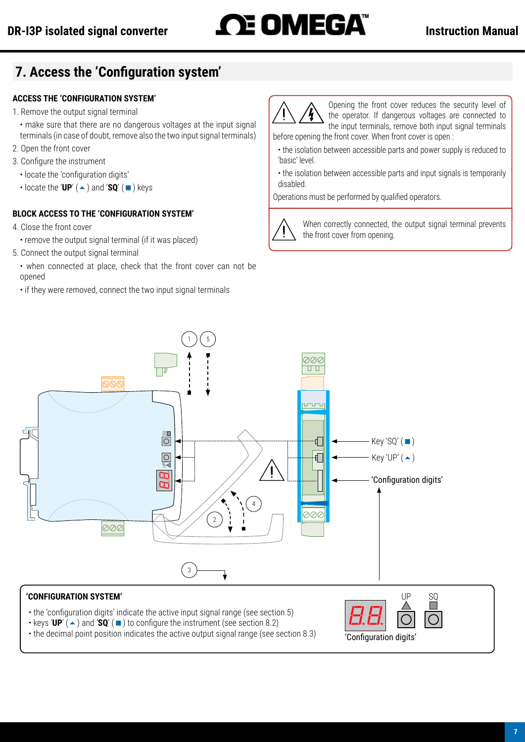# 7. Access the 'Configuration system'

**ACCESS THE 'CONFIGURATION SYSTEM'**

1. Remove the output signal terminal
   - make sure that there are no dangerous voltages at the input signal terminals (in case of doubt, remove also the two input signal terminals)
2. Open the front cover
3. Configure the instrument
   - locate the 'configuration digits'
   - locate the '**UP**' (▲) and '**SQ**' (■) keys

**BLOCK ACCESS TO THE 'CONFIGURATION SYSTEM'**

4. Close the front cover
   - remove the output signal terminal (if it was placed)
5. Connect the output signal terminal
   - when connected at place, check that the front cover can not be opened
   - if they were removed, connect the two input signal terminals

Opening the front cover reduces the security level of the operator. If dangerous voltages are connected to the input terminals, remove both input signal terminals before opening the front cover. When front cover is open :

- the isolation between accessible parts and power supply is reduced to 'basic' level.
- the isolation between accessible parts and input signals is temporarily disabled.

Operations must be performed by qualified operators.

When correctly connected, the output signal terminal prevents the front cover from opening.

Key 'SQ' (■)

Key 'UP' (▲)

'Configuration digits'

**'CONFIGURATION SYSTEM'**

- the 'configuration digits' indicate the active input signal range (see section 5)
- keys '**UP**' (▲) and '**SQ**' (■) to configure the instrument (see section 8.2)
- the decimal point position indicates the active output signal range (see section 8.3)

'Configuration digits'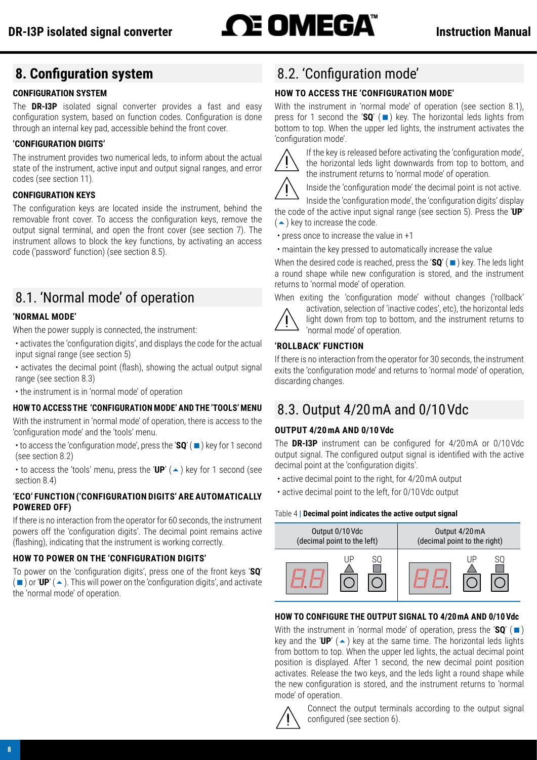# 8. Configuration system

#### CONFIGURATION SYSTEM

The **DR-I3P** isolated signal converter provides a fast and easy configuration system, based on function codes. Configuration is done through an internal key pad, accessible behind the front cover.

#### 'CONFIGURATION DIGITS'

The instrument provides two numerical leds, to inform about the actual state of the instrument, active input and output signal ranges, and error codes (see section 11).

#### CONFIGURATION KEYS

The configuration keys are located inside the instrument, behind the removable front cover. To access the configuration keys, remove the output signal terminal, and open the front cover (see section 7). The instrument allows to block the key functions, by activating an access code ('password' function) (see section 8.5).

## 8.1. 'Normal mode' of operation

#### 'NORMAL MODE'

When the power supply is connected, the instrument:

- activates the 'configuration digits', and displays the code for the actual input signal range (see section 5)
- activates the decimal point (flash), showing the actual output signal range (see section 8.3)
- the instrument is in 'normal mode' of operation

#### HOW TO ACCESS THE 'CONFIGURATION MODE' AND THE 'TOOLS' MENU

With the instrument in 'normal mode' of operation, there is access to the 'configuration mode' and the 'tools' menu.

- to access the 'configuration mode', press the '**SQ**' (■) key for 1 second (see section 8.2)
- to access the 'tools' menu, press the '**UP**' (▲) key for 1 second (see section 8.4)

#### 'ECO' FUNCTION ('CONFIGURATION DIGITS' ARE AUTOMATICALLY POWERED OFF)

If there is no interaction from the operator for 60 seconds, the instrument powers off the 'configuration digits'. The decimal point remains active (flashing), indicating that the instrument is working correctly.

#### HOW TO POWER ON THE 'CONFIGURATION DIGITS'

To power on the 'configuration digits', press one of the front keys '**SQ**' (■) or '**UP**' (▲). This will power on the 'configuration digits', and activate the 'normal mode' of operation.

## 8.2. 'Configuration mode'

#### HOW TO ACCESS THE 'CONFIGURATION MODE'

With the instrument in 'normal mode' of operation (see section 8.1), press for 1 second the '**SQ**' (■) key. The horizontal leds lights from bottom to top. When the upper led lights, the instrument activates the 'configuration mode'.

If the key is released before activating the 'configuration mode', the horizontal leds light downwards from top to bottom, and the instrument returns to 'normal mode' of operation.

Inside the 'configuration mode' the decimal point is not active.

Inside the 'configuration mode', the 'configuration digits' display the code of the active input signal range (see section 5). Press the '**UP**' (▲) key to increase the code.

- press once to increase the value in +1
- maintain the key pressed to automatically increase the value

When the desired code is reached, press the '**SQ**' (■) key. The leds light a round shape while new configuration is stored, and the instrument returns to 'normal mode' of operation.

When exiting the 'configuration mode' without changes ('rollback' activation, selection of 'inactive codes', etc), the horizontal leds light down from top to bottom, and the instrument returns to 'normal mode' of operation.

#### 'ROLLBACK' FUNCTION

If there is no interaction from the operator for 30 seconds, the instrument exits the 'configuration mode' and returns to 'normal mode' of operation, discarding changes.

## 8.3. Output 4/20 mA and 0/10 Vdc

#### OUTPUT 4/20 mA AND 0/10 Vdc

The **DR-I3P** instrument can be configured for 4/20 mA or 0/10 Vdc output signal. The configured output signal is identified with the active decimal point at the 'configuration digits'.

- active decimal point to the right, for 4/20 mA output
- active decimal point to the left, for 0/10 Vdc output

Table 4 | **Decimal point indicates the active output signal**

| Output 0/10 Vdc (decimal point to the left) | Output 4/20 mA (decimal point to the right) |
|---|---|
| 8.8 (UP, SQ) | 88. (UP, SQ) |

#### HOW TO CONFIGURE THE OUTPUT SIGNAL TO 4/20 mA AND 0/10 Vdc

With the instrument in 'normal mode' of operation, press the '**SQ**' (■) key and the '**UP**' (▲) key at the same time. The horizontal leds lights from bottom to top. When the upper led lights, the actual decimal point position is displayed. After 1 second, the new decimal point position activates. Release the two keys, and the leds light a round shape while the new configuration is stored, and the instrument returns to 'normal mode' of operation.

Connect the output terminals according to the output signal configured (see section 6).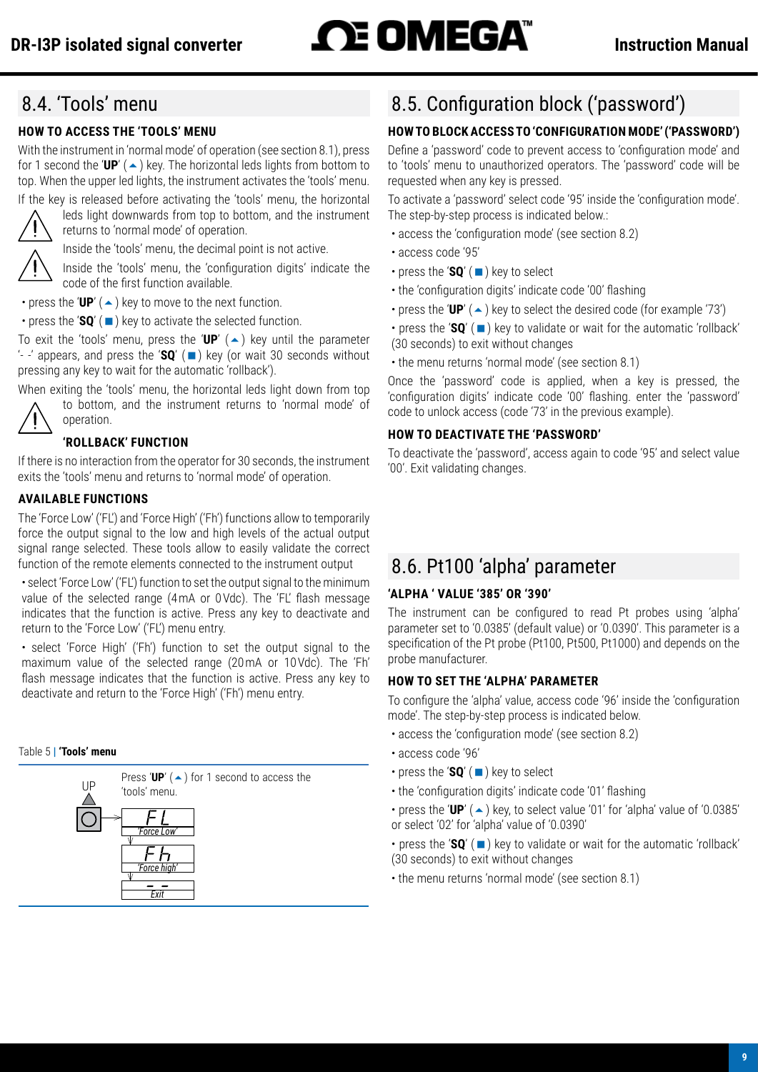## 8.4. 'Tools' menu

**HOW TO ACCESS THE 'TOOLS' MENU**

With the instrument in 'normal mode' of operation (see section 8.1), press for 1 second the '**UP**' (▲) key. The horizontal leds lights from bottom to top. When the upper led lights, the instrument activates the 'tools' menu.

If the key is released before activating the 'tools' menu, the horizontal leds light downwards from top to bottom, and the instrument returns to 'normal mode' of operation.

Inside the 'tools' menu, the decimal point is not active.

Inside the 'tools' menu, the 'configuration digits' indicate the code of the first function available.

- press the '**UP**' (▲) key to move to the next function.
- press the '**SQ**' (■) key to activate the selected function.

To exit the 'tools' menu, press the '**UP**' (▲) key until the parameter '- -' appears, and press the '**SQ**' (■) key (or wait 30 seconds without pressing any key to wait for the automatic 'rollback').

When exiting the 'tools' menu, the horizontal leds light down from top to bottom, and the instrument returns to 'normal mode' of operation.

**'ROLLBACK' FUNCTION**

If there is no interaction from the operator for 30 seconds, the instrument exits the 'tools' menu and returns to 'normal mode' of operation.

**AVAILABLE FUNCTIONS**

The 'Force Low' ('FL') and 'Force High' ('Fh') functions allow to temporarily force the output signal to the low and high levels of the actual output signal range selected. These tools allow to easily validate the correct function of the remote elements connected to the instrument output

- select 'Force Low' ('FL') function to set the output signal to the minimum value of the selected range (4 mA or 0 Vdc). The 'FL' flash message indicates that the function is active. Press any key to deactivate and return to the 'Force Low' ('FL') menu entry.
- select 'Force High' ('Fh') function to set the output signal to the maximum value of the selected range (20 mA or 10 Vdc). The 'Fh' flash message indicates that the function is active. Press any key to deactivate and return to the 'Force High' ('Fh') menu entry.

Table 5 | **'Tools' menu**

| UP | Press '**UP**' (▲) for 1 second to access the 'tools' menu. |
|---|---|
| | FL — 'Force Low' |
| | Fh — 'Force high' |
| | - - — Exit |

## 8.5. Configuration block ('password')

**HOW TO BLOCK ACCESS TO 'CONFIGURATION MODE' ('PASSWORD')**

Define a 'password' code to prevent access to 'configuration mode' and to 'tools' menu to unauthorized operators. The 'password' code will be requested when any key is pressed.

To activate a 'password' select code '95' inside the 'configuration mode'. The step-by-step process is indicated below.:

- access the 'configuration mode' (see section 8.2)
- access code '95'
- press the '**SQ**' (■) key to select
- the 'configuration digits' indicate code '00' flashing
- press the '**UP**' (▲) key to select the desired code (for example '73')
- press the '**SQ**' (■) key to validate or wait for the automatic 'rollback' (30 seconds) to exit without changes
- the menu returns 'normal mode' (see section 8.1)

Once the 'password' code is applied, when a key is pressed, the 'configuration digits' indicate code '00' flashing. enter the 'password' code to unlock access (code '73' in the previous example).

**HOW TO DEACTIVATE THE 'PASSWORD'**

To deactivate the 'password', access again to code '95' and select value '00'. Exit validating changes.

## 8.6. Pt100 'alpha' parameter

**'ALPHA ' VALUE '385' OR '390'**

The instrument can be configured to read Pt probes using 'alpha' parameter set to '0.0385' (default value) or '0.0390'. This parameter is a specification of the Pt probe (Pt100, Pt500, Pt1000) and depends on the probe manufacturer.

**HOW TO SET THE 'ALPHA' PARAMETER**

To configure the 'alpha' value, access code '96' inside the 'configuration mode'. The step-by-step process is indicated below.

- access the 'configuration mode' (see section 8.2)
- access code '96'
- press the '**SQ**' (■) key to select
- the 'configuration digits' indicate code '01' flashing
- press the '**UP**' (▲) key, to select value '01' for 'alpha' value of '0.0385' or select '02' for 'alpha' value of '0.0390'
- press the '**SQ**' (■) key to validate or wait for the automatic 'rollback' (30 seconds) to exit without changes
- the menu returns 'normal mode' (see section 8.1)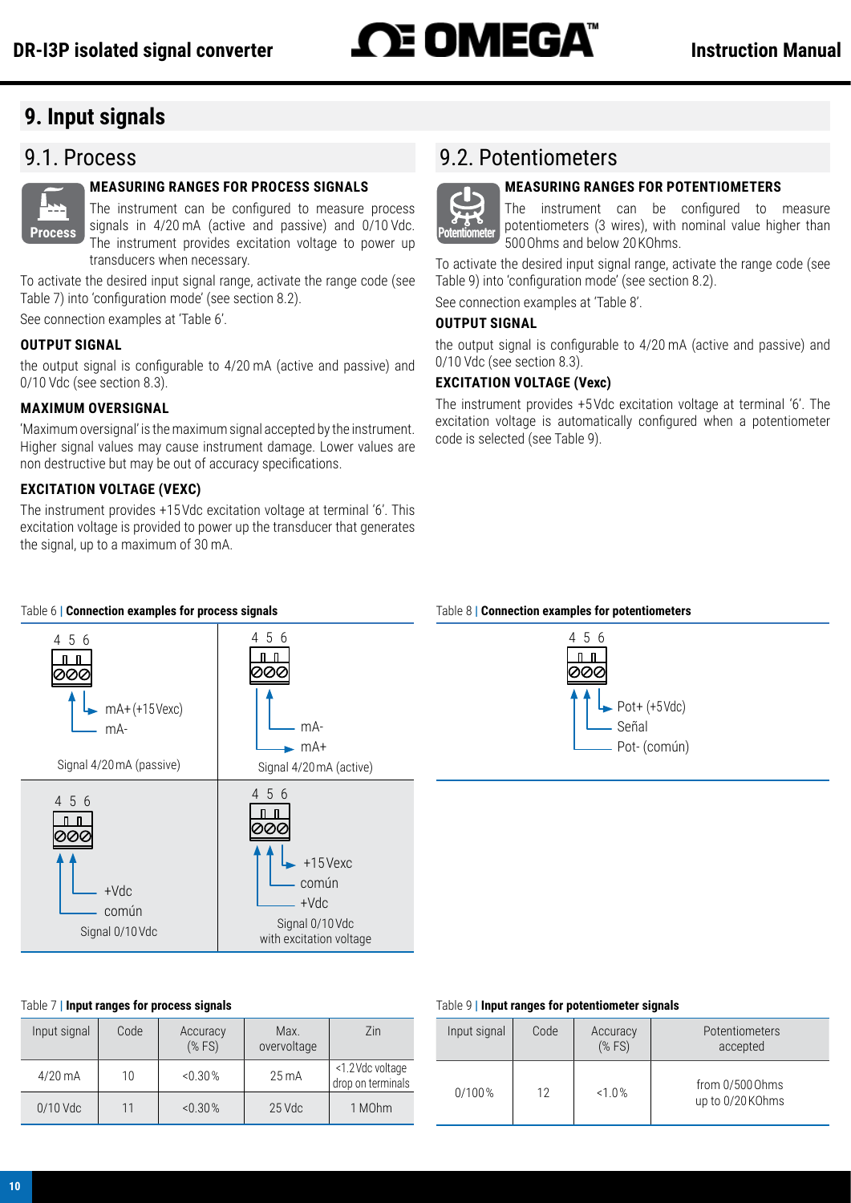# 9. Input signals

## 9.1. Process

### MEASURING RANGES FOR PROCESS SIGNALS

Process

The instrument can be configured to measure process signals in 4/20 mA (active and passive) and 0/10 Vdc. The instrument provides excitation voltage to power up transducers when necessary.

To activate the desired input signal range, activate the range code (see Table 7) into 'configuration mode' (see section 8.2).

See connection examples at 'Table 6'.

### OUTPUT SIGNAL

the output signal is configurable to 4/20 mA (active and passive) and 0/10 Vdc (see section 8.3).

### MAXIMUM OVERSIGNAL

'Maximum oversignal' is the maximum signal accepted by the instrument. Higher signal values may cause instrument damage. Lower values are non destructive but may be out of accuracy specifications.

### EXCITATION VOLTAGE (VEXC)

The instrument provides +15 Vdc excitation voltage at terminal '6'. This excitation voltage is provided to power up the transducer that generates the signal, up to a maximum of 30 mA.

Table 6 | **Connection examples for process signals**

| Signal 4/20 mA (passive) | Signal 4/20 mA (active) |
|---|---|
| Terminals 4 5 6: mA+ (+15 Vexc), mA- | Terminals 4 5 6: mA-, mA+ |

| Signal 0/10 Vdc | Signal 0/10 Vdc with excitation voltage |
|---|---|
| Terminals 4 5 6: +Vdc, común | Terminals 4 5 6: +15 Vexc, común, +Vdc |

Table 7 | **Input ranges for process signals**

| Input signal | Code | Accuracy (% FS) | Max. overvoltage | Zin |
|---|---|---|---|---|
| 4/20 mA | 10 | <0.30 % | 25 mA | <1.2 Vdc voltage drop on terminals |
| 0/10 Vdc | 11 | <0.30 % | 25 Vdc | 1 MOhm |

## 9.2. Potentiometers

### MEASURING RANGES FOR POTENTIOMETERS

Potentiometer

The instrument can be configured to measure potentiometers (3 wires), with nominal value higher than 500 Ohms and below 20 KOhms.

To activate the desired input signal range, activate the range code (see Table 9) into 'configuration mode' (see section 8.2).

See connection examples at 'Table 8'.

### OUTPUT SIGNAL

the output signal is configurable to 4/20 mA (active and passive) and 0/10 Vdc (see section 8.3).

### EXCITATION VOLTAGE (Vexc)

The instrument provides +5 Vdc excitation voltage at terminal '6'. The excitation voltage is automatically configured when a potentiometer code is selected (see Table 9).

Table 8 | **Connection examples for potentiometers**

Terminals 4 5 6: Pot+ (+5 Vdc), Señal, Pot- (común)

Table 9 | **Input ranges for potentiometer signals**

| Input signal | Code | Accuracy (% FS) | Potentiometers accepted |
|---|---|---|---|
| 0/100 % | 12 | <1.0 % | from 0/500 Ohms up to 0/20 KOhms |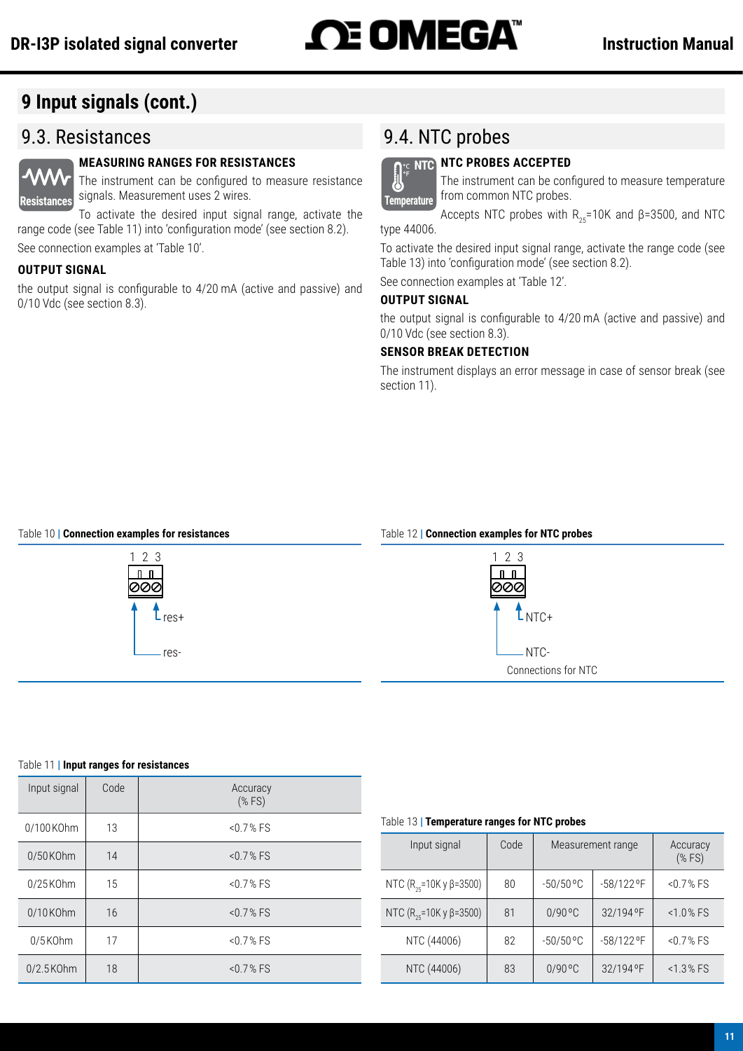# 9 Input signals (cont.)

## 9.3. Resistances

### MEASURING RANGES FOR RESISTANCES

Resistances

The instrument can be configured to measure resistance signals. Measurement uses 2 wires.

To activate the desired input signal range, activate the range code (see Table 11) into 'configuration mode' (see section 8.2).

See connection examples at 'Table 10'.

### OUTPUT SIGNAL

the output signal is configurable to 4/20 mA (active and passive) and 0/10 Vdc (see section 8.3).

Table 10 | **Connection examples for resistances**

1 2 3

res+

res-

Table 11 | **Input ranges for resistances**

| Input signal | Code | Accuracy (% FS) |
|---|---|---|
| 0/100 KOhm | 13 | <0.7 % FS |
| 0/50 KOhm | 14 | <0.7 % FS |
| 0/25 KOhm | 15 | <0.7 % FS |
| 0/10 KOhm | 16 | <0.7 % FS |
| 0/5 KOhm | 17 | <0.7 % FS |
| 0/2.5 KOhm | 18 | <0.7 % FS |

## 9.4. NTC probes

### NTC PROBES ACCEPTED

Temperature

The instrument can be configured to measure temperature from common NTC probes.

Accepts NTC probes with $R_{25}$=10K and β=3500, and NTC type 44006.

To activate the desired input signal range, activate the range code (see Table 13) into 'configuration mode' (see section 8.2).

See connection examples at 'Table 12'.

### OUTPUT SIGNAL

the output signal is configurable to 4/20 mA (active and passive) and 0/10 Vdc (see section 8.3).

### SENSOR BREAK DETECTION

The instrument displays an error message in case of sensor break (see section 11).

Table 12 | **Connection examples for NTC probes**

1 2 3

NTC+

NTC-

Connections for NTC

Table 13 | **Temperature ranges for NTC probes**

| Input signal | Code | Measurement range | | Accuracy (% FS) |
|---|---|---|---|---|
| NTC ($R_{25}$=10K y β=3500) | 80 | -50/50 ºC | -58/122 ºF | <0.7 % FS |
| NTC ($R_{25}$=10K y β=3500) | 81 | 0/90 ºC | 32/194 ºF | <1.0 % FS |
| NTC (44006) | 82 | -50/50 ºC | -58/122 ºF | <0.7 % FS |
| NTC (44006) | 83 | 0/90 ºC | 32/194 ºF | <1.3 % FS |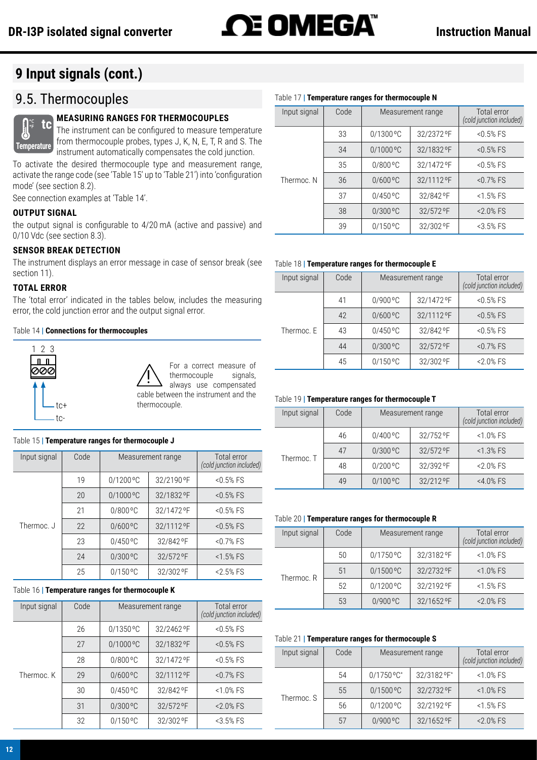# 9 Input signals (cont.)

## 9.5. Thermocouples

### MEASURING RANGES FOR THERMOCOUPLES

The instrument can be configured to measure temperature from thermocouple probes, types J, K, N, E, T, R and S. The instrument automatically compensates the cold junction.

To activate the desired thermocouple type and measurement range, activate the range code (see 'Table 15' up to 'Table 21') into 'configuration mode' (see section 8.2).

See connection examples at 'Table 14'.

### OUTPUT SIGNAL

the output signal is configurable to 4/20 mA (active and passive) and 0/10 Vdc (see section 8.3).

### SENSOR BREAK DETECTION

The instrument displays an error message in case of sensor break (see section 11).

### TOTAL ERROR

The 'total error' indicated in the tables below, includes the measuring error, the cold junction error and the output signal error.

Table 14 | **Connections for thermocouples**

1 2 3

tc+

tc-

For a correct measure of thermocouple signals, always use compensated cable between the instrument and the thermocouple.

Table 15 | **Temperature ranges for thermocouple J**

| Input signal | Code | Measurement range | | Total error *(cold junction included)* |
|---|---|---|---|---|
| Thermoc. J | 19 | 0/1200 ºC | 32/2190 ºF | <0.5% FS |
| | 20 | 0/1000 ºC | 32/1832 ºF | <0.5% FS |
| | 21 | 0/800 ºC | 32/1472 ºF | <0.5% FS |
| | 22 | 0/600 ºC | 32/1112 ºF | <0.5% FS |
| | 23 | 0/450 ºC | 32/842 ºF | <0.7% FS |
| | 24 | 0/300 ºC | 32/572 ºF | <1.5% FS |
| | 25 | 0/150 ºC | 32/302 ºF | <2.5% FS |

Table 16 | **Temperature ranges for thermocouple K**

| Input signal | Code | Measurement range | | Total error *(cold junction included)* |
|---|---|---|---|---|
| Thermoc. K | 26 | 0/1350 ºC | 32/2462 ºF | <0.5% FS |
| | 27 | 0/1000 ºC | 32/1832 ºF | <0.5% FS |
| | 28 | 0/800 ºC | 32/1472 ºF | <0.5% FS |
| | 29 | 0/600 ºC | 32/1112 ºF | <0.7% FS |
| | 30 | 0/450 ºC | 32/842 ºF | <1.0% FS |
| | 31 | 0/300 ºC | 32/572 ºF | <2.0% FS |
| | 32 | 0/150 ºC | 32/302 ºF | <3.5% FS |

Table 17 | **Temperature ranges for thermocouple N**

| Input signal | Code | Measurement range | | Total error *(cold junction included)* |
|---|---|---|---|---|
| Thermoc. N | 33 | 0/1300 ºC | 32/2372 ºF | <0.5% FS |
| | 34 | 0/1000 ºC | 32/1832 ºF | <0.5% FS |
| | 35 | 0/800 ºC | 32/1472 ºF | <0.5% FS |
| | 36 | 0/600 ºC | 32/1112 ºF | <0.7% FS |
| | 37 | 0/450 ºC | 32/842 ºF | <1.5% FS |
| | 38 | 0/300 ºC | 32/572 ºF | <2.0% FS |
| | 39 | 0/150 ºC | 32/302 ºF | <3.5% FS |

Table 18 | **Temperature ranges for thermocouple E**

| Input signal | Code | Measurement range | | Total error *(cold junction included)* |
|---|---|---|---|---|
| Thermoc. E | 41 | 0/900 ºC | 32/1472 ºF | <0.5% FS |
| | 42 | 0/600 ºC | 32/1112 ºF | <0.5% FS |
| | 43 | 0/450 ºC | 32/842 ºF | <0.5% FS |
| | 44 | 0/300 ºC | 32/572 ºF | <0.7% FS |
| | 45 | 0/150 ºC | 32/302 ºF | <2.0% FS |

Table 19 | **Temperature ranges for thermocouple T**

| Input signal | Code | Measurement range | | Total error *(cold junction included)* |
|---|---|---|---|---|
| Thermoc. T | 46 | 0/400 ºC | 32/752 ºF | <1.0% FS |
| | 47 | 0/300 ºC | 32/572 ºF | <1.3% FS |
| | 48 | 0/200 ºC | 32/392 ºF | <2.0% FS |
| | 49 | 0/100 ºC | 32/212 ºF | <4.0% FS |

Table 20 | **Temperature ranges for thermocouple R**

| Input signal | Code | Measurement range | | Total error *(cold junction included)* |
|---|---|---|---|---|
| Thermoc. R | 50 | 0/1750 ºC | 32/3182 ºF | <1.0% FS |
| | 51 | 0/1500 ºC | 32/2732 ºF | <1.0% FS |
| | 52 | 0/1200 ºC | 32/2192 ºF | <1.5% FS |
| | 53 | 0/900 ºC | 32/1652 ºF | <2.0% FS |

Table 21 | **Temperature ranges for thermocouple S**

| Input signal | Code | Measurement range | | Total error *(cold junction included)* |
|---|---|---|---|---|
| Thermoc. S | 54 | 0/1750 ºC* | 32/3182 ºF* | <1.0% FS |
| | 55 | 0/1500 ºC | 32/2732 ºF | <1.0% FS |
| | 56 | 0/1200 ºC | 32/2192 ºF | <1.5% FS |
| | 57 | 0/900 ºC | 32/1652 ºF | <2.0% FS |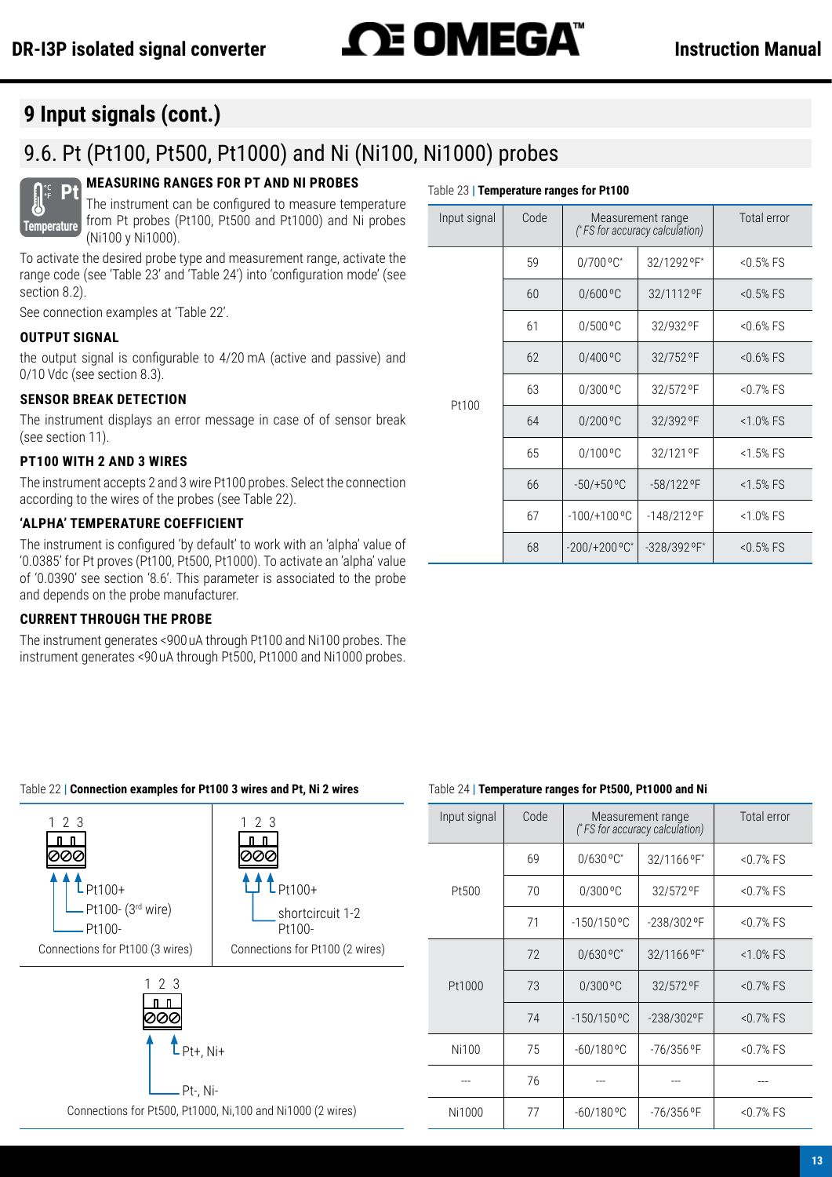# 9 Input signals (cont.)

## 9.6. Pt (Pt100, Pt500, Pt1000) and Ni (Ni100, Ni1000) probes

### MEASURING RANGES FOR PT AND NI PROBES

The instrument can be configured to measure temperature from Pt probes (Pt100, Pt500 and Pt1000) and Ni probes (Ni100 y Ni1000).

To activate the desired probe type and measurement range, activate the range code (see 'Table 23' and 'Table 24') into 'configuration mode' (see section 8.2).

See connection examples at 'Table 22'.

### OUTPUT SIGNAL

the output signal is configurable to 4/20 mA (active and passive) and 0/10 Vdc (see section 8.3).

### SENSOR BREAK DETECTION

The instrument displays an error message in case of of sensor break (see section 11).

### PT100 WITH 2 AND 3 WIRES

The instrument accepts 2 and 3 wire Pt100 probes. Select the connection according to the wires of the probes (see Table 22).

### 'ALPHA' TEMPERATURE COEFFICIENT

The instrument is configured 'by default' to work with an 'alpha' value of '0.0385' for Pt proves (Pt100, Pt500, Pt1000). To activate an 'alpha' value of '0.0390' see section '8.6'. This parameter is associated to the probe and depends on the probe manufacturer.

### CURRENT THROUGH THE PROBE

The instrument generates <900 uA through Pt100 and Ni100 probes. The instrument generates <90 uA through Pt500, Pt1000 and Ni1000 probes.

Table 23 | **Temperature ranges for Pt100**

| Input signal | Code | Measurement range (* FS for accuracy calculation) | | Total error |
|---|---|---|---|---|
| Pt100 | 59 | 0/700 ºC* | 32/1292 ºF* | <0.5% FS |
| | 60 | 0/600 ºC | 32/1112 ºF | <0.5% FS |
| | 61 | 0/500 ºC | 32/932 ºF | <0.6% FS |
| | 62 | 0/400 ºC | 32/752 ºF | <0.6% FS |
| | 63 | 0/300 ºC | 32/572 ºF | <0.7% FS |
| | 64 | 0/200 ºC | 32/392 ºF | <1.0% FS |
| | 65 | 0/100 ºC | 32/121 ºF | <1.5% FS |
| | 66 | -50/+50 ºC | -58/122 ºF | <1.5% FS |
| | 67 | -100/+100 ºC | -148/212 ºF | <1.0% FS |
| | 68 | -200/+200 ºC* | -328/392 ºF* | <0.5% FS |

Table 22 | **Connection examples for Pt100 3 wires and Pt, Ni 2 wires**

Connections for Pt100 (3 wires): terminal 1 = Pt100-, terminal 2 = Pt100- (3rd wire), terminal 3 = Pt100+

Connections for Pt100 (2 wires): terminal 1 = Pt100-, shortcircuit 1-2, terminal 3 = Pt100+

Connections for Pt500, Pt1000, Ni,100 and Ni1000 (2 wires): terminal 1 = Pt-, Ni-, terminal 3 = Pt+, Ni+

Table 24 | **Temperature ranges for Pt500, Pt1000 and Ni**

| Input signal | Code | Measurement range (* FS for accuracy calculation) | | Total error |
|---|---|---|---|---|
| Pt500 | 69 | 0/630 ºC* | 32/1166 ºF* | <0.7% FS |
| | 70 | 0/300 ºC | 32/572 ºF | <0.7% FS |
| | 71 | -150/150 ºC | -238/302 ºF | <0.7% FS |
| Pt1000 | 72 | 0/630 ºC* | 32/1166 ºF* | <1.0% FS |
| | 73 | 0/300 ºC | 32/572 ºF | <0.7% FS |
| | 74 | -150/150 ºC | -238/302ºF | <0.7% FS |
| Ni100 | 75 | -60/180 ºC | -76/356 ºF | <0.7% FS |
| --- | 76 | --- | --- | --- |
| Ni1000 | 77 | -60/180 ºC | -76/356 ºF | <0.7% FS |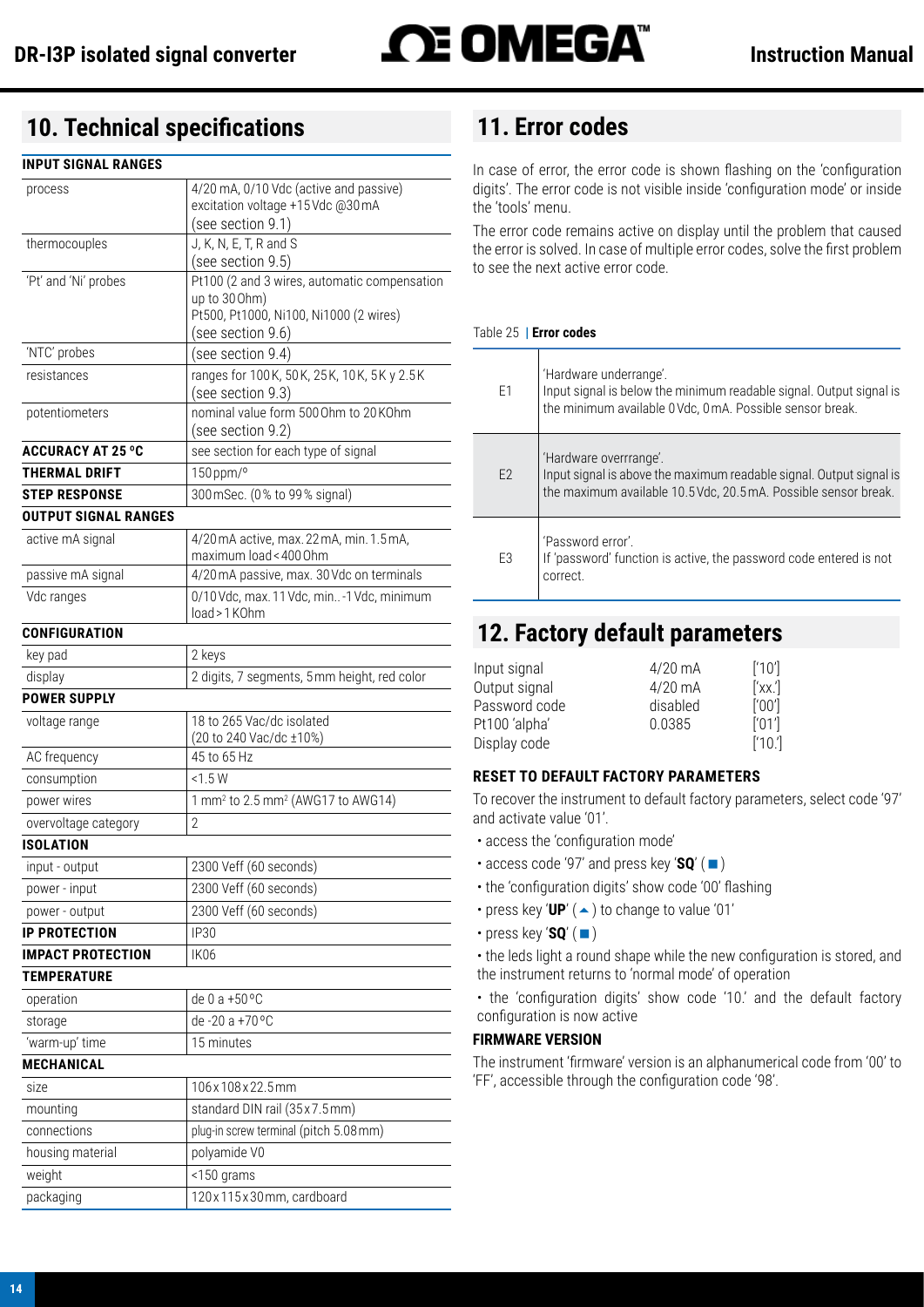## 10. Technical specifications

| INPUT SIGNAL RANGES | |
|---|---|
| process | 4/20 mA, 0/10 Vdc (active and passive) excitation voltage +15 Vdc @30 mA (see section 9.1) |
| thermocouples | J, K, N, E, T, R and S (see section 9.5) |
| 'Pt' and 'Ni' probes | Pt100 (2 and 3 wires, automatic compensation up to 30 Ohm) Pt500, Pt1000, Ni100, Ni1000 (2 wires) (see section 9.6) |
| 'NTC' probes | (see section 9.4) |
| resistances | ranges for 100 K, 50 K, 25 K, 10 K, 5 K y 2.5 K (see section 9.3) |
| potentiometers | nominal value form 500 Ohm to 20 KOhm (see section 9.2) |
| **ACCURACY AT 25 ºC** | see section for each type of signal |
| **THERMAL DRIFT** | 150 ppm/º |
| **STEP RESPONSE** | 300 mSec. (0 % to 99 % signal) |
| **OUTPUT SIGNAL RANGES** | |
| active mA signal | 4/20 mA active, max. 22 mA, min. 1.5 mA, maximum load < 400 Ohm |
| passive mA signal | 4/20 mA passive, max. 30 Vdc on terminals |
| Vdc ranges | 0/10 Vdc, max. 11 Vdc, min.. -1 Vdc, minimum load > 1 KOhm |
| **CONFIGURATION** | |
| key pad | 2 keys |
| display | 2 digits, 7 segments, 5 mm height, red color |
| **POWER SUPPLY** | |
| voltage range | 18 to 265 Vac/dc isolated (20 to 240 Vac/dc ±10%) |
| AC frequency | 45 to 65 Hz |
| consumption | <1.5 W |
| power wires | 1 mm² to 2.5 mm² (AWG17 to AWG14) |
| overvoltage category | 2 |
| **ISOLATION** | |
| input - output | 2300 Veff (60 seconds) |
| power - input | 2300 Veff (60 seconds) |
| power - output | 2300 Veff (60 seconds) |
| **IP PROTECTION** | IP30 |
| **IMPACT PROTECTION** | IK06 |
| **TEMPERATURE** | |
| operation | de 0 a +50 ºC |
| storage | de -20 a +70 ºC |
| 'warm-up' time | 15 minutes |
| **MECHANICAL** | |
| size | 106 x 108 x 22.5 mm |
| mounting | standard DIN rail (35 x 7.5 mm) |
| connections | plug-in screw terminal (pitch 5.08 mm) |
| housing material | polyamide V0 |
| weight | <150 grams |
| packaging | 120 x 115 x 30 mm, cardboard |

## 11. Error codes

In case of error, the error code is shown flashing on the 'configuration digits'. The error code is not visible inside 'configuration mode' or inside the 'tools' menu.

The error code remains active on display until the problem that caused the error is solved. In case of multiple error codes, solve the first problem to see the next active error code.

Table 25 | **Error codes**

| | |
|---|---|
| E1 | 'Hardware underrange'. Input signal is below the minimum readable signal. Output signal is the minimum available 0 Vdc, 0 mA. Possible sensor break. |
| E2 | 'Hardware overrrange'. Input signal is above the maximum readable signal. Output signal is the maximum available 10.5 Vdc, 20.5 mA. Possible sensor break. |
| E3 | 'Password error'. If 'password' function is active, the password code entered is not correct. |

## 12. Factory default parameters

| | | |
|---|---|---|
| Input signal | 4/20 mA | ['10'] |
| Output signal | 4/20 mA | ['xx.'] |
| Password code | disabled | ['00'] |
| Pt100 'alpha' | 0.0385 | ['01'] |
| Display code | | ['10.'] |

**RESET TO DEFAULT FACTORY PARAMETERS**

To recover the instrument to default factory parameters, select code '97' and activate value '01'.

- access the 'configuration mode'
- access code '97' and press key '**SQ**' (■)
- the 'configuration digits' show code '00' flashing
- press key '**UP**' (▲) to change to value '01'
- press key '**SQ**' (■)
- the leds light a round shape while the new configuration is stored, and the instrument returns to 'normal mode' of operation
- the 'configuration digits' show code '10.' and the default factory configuration is now active

**FIRMWARE VERSION**

The instrument 'firmware' version is an alphanumerical code from '00' to 'FF', accessible through the configuration code '98'.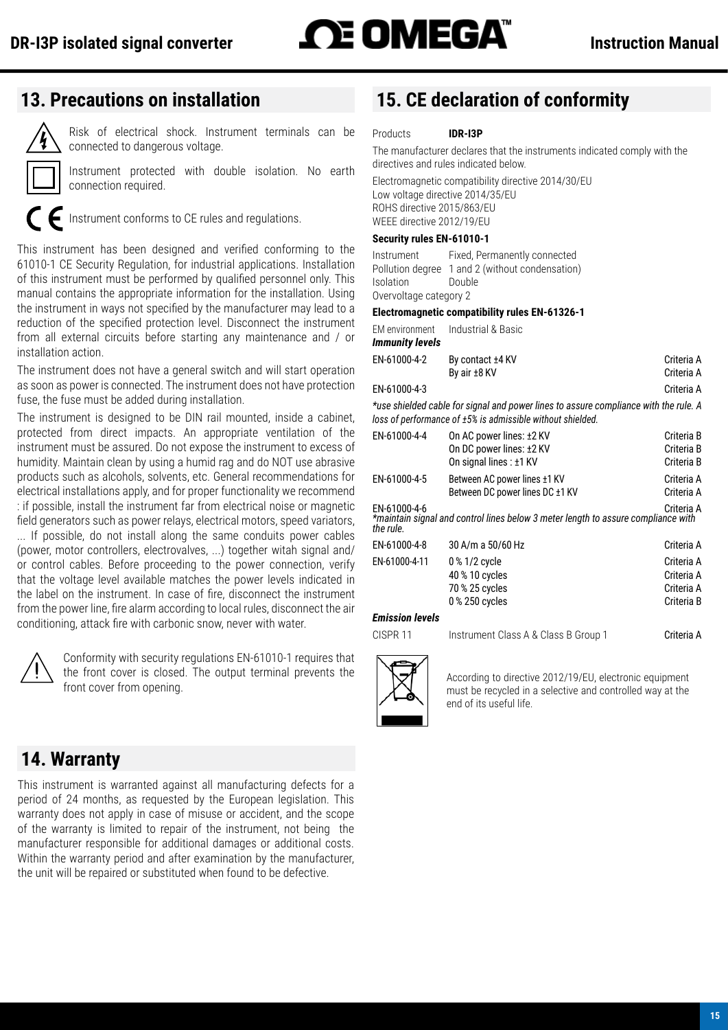## 13. Precautions on installation

Risk of electrical shock. Instrument terminals can be connected to dangerous voltage.

Instrument protected with double isolation. No earth connection required.

Instrument conforms to CE rules and regulations.

This instrument has been designed and verified conforming to the 61010-1 CE Security Regulation, for industrial applications. Installation of this instrument must be performed by qualified personnel only. This manual contains the appropriate information for the installation. Using the instrument in ways not specified by the manufacturer may lead to a reduction of the specified protection level. Disconnect the instrument from all external circuits before starting any maintenance and / or installation action.

The instrument does not have a general switch and will start operation as soon as power is connected. The instrument does not have protection fuse, the fuse must be added during installation.

The instrument is designed to be DIN rail mounted, inside a cabinet, protected from direct impacts. An appropriate ventilation of the instrument must be assured. Do not expose the instrument to excess of humidity. Maintain clean by using a humid rag and do NOT use abrasive products such as alcohols, solvents, etc. General recommendations for electrical installations apply, and for proper functionality we recommend : if possible, install the instrument far from electrical noise or magnetic field generators such as power relays, electrical motors, speed variators, ... If possible, do not install along the same conduits power cables (power, motor controllers, electrovalves, ...) together witah signal and/ or control cables. Before proceeding to the power connection, verify that the voltage level available matches the power levels indicated in the label on the instrument. In case of fire, disconnect the instrument from the power line, fire alarm according to local rules, disconnect the air conditioning, attack fire with carbonic snow, never with water.

Conformity with security regulations EN-61010-1 requires that the front cover is closed. The output terminal prevents the front cover from opening.

## 14. Warranty

This instrument is warranted against all manufacturing defects for a period of 24 months, as requested by the European legislation. This warranty does not apply in case of misuse or accident, and the scope of the warranty is limited to repair of the instrument, not being the manufacturer responsible for additional damages or additional costs. Within the warranty period and after examination by the manufacturer, the unit will be repaired or substituted when found to be defective.

## 15. CE declaration of conformity

Products **IDR-I3P**

The manufacturer declares that the instruments indicated comply with the directives and rules indicated below.

Electromagnetic compatibility directive 2014/30/EU
Low voltage directive 2014/35/EU
ROHS directive 2015/863/EU
WEEE directive 2012/19/EU

**Security rules EN-61010-1**

Instrument Fixed, Permanently connected
Pollution degree 1 and 2 (without condensation)
Isolation Double
Overvoltage category 2

**Electromagnetic compatibility rules EN-61326-1**

EM environment Industrial & Basic

***Immunity levels***

| | | |
|---|---|---|
| EN-61000-4-2 | By contact ±4 KV | Criteria A |
| | By air ±8 KV | Criteria A |
| EN-61000-4-3 | | Criteria A |

***use shielded cable for signal and power lines to assure compliance with the rule. A loss of performance of ±5% is admissible without shielded.***

| | | |
|---|---|---|
| EN-61000-4-4 | On AC power lines: ±2 KV | Criteria B |
| | On DC power lines: ±2 KV | Criteria B |
| | On signal lines : ±1 KV | Criteria B |
| EN-61000-4-5 | Between AC power lines ±1 KV | Criteria A |
| | Between DC power lines DC ±1 KV | Criteria A |
| EN-61000-4-6 | | Criteria A |

***maintain signal and control lines below 3 meter length to assure compliance with the rule.***

| | | |
|---|---|---|
| EN-61000-4-8 | 30 A/m a 50/60 Hz | Criteria A |
| EN-61000-4-11 | 0 % 1/2 cycle | Criteria A |
| | 40 % 10 cycles | Criteria A |
| | 70 % 25 cycles | Criteria A |
| | 0 % 250 cycles | Criteria B |

***Emission levels***

| | | |
|---|---|---|
| CISPR 11 | Instrument Class A & Class B Group 1 | Criteria A |

According to directive 2012/19/EU, electronic equipment must be recycled in a selective and controlled way at the end of its useful life.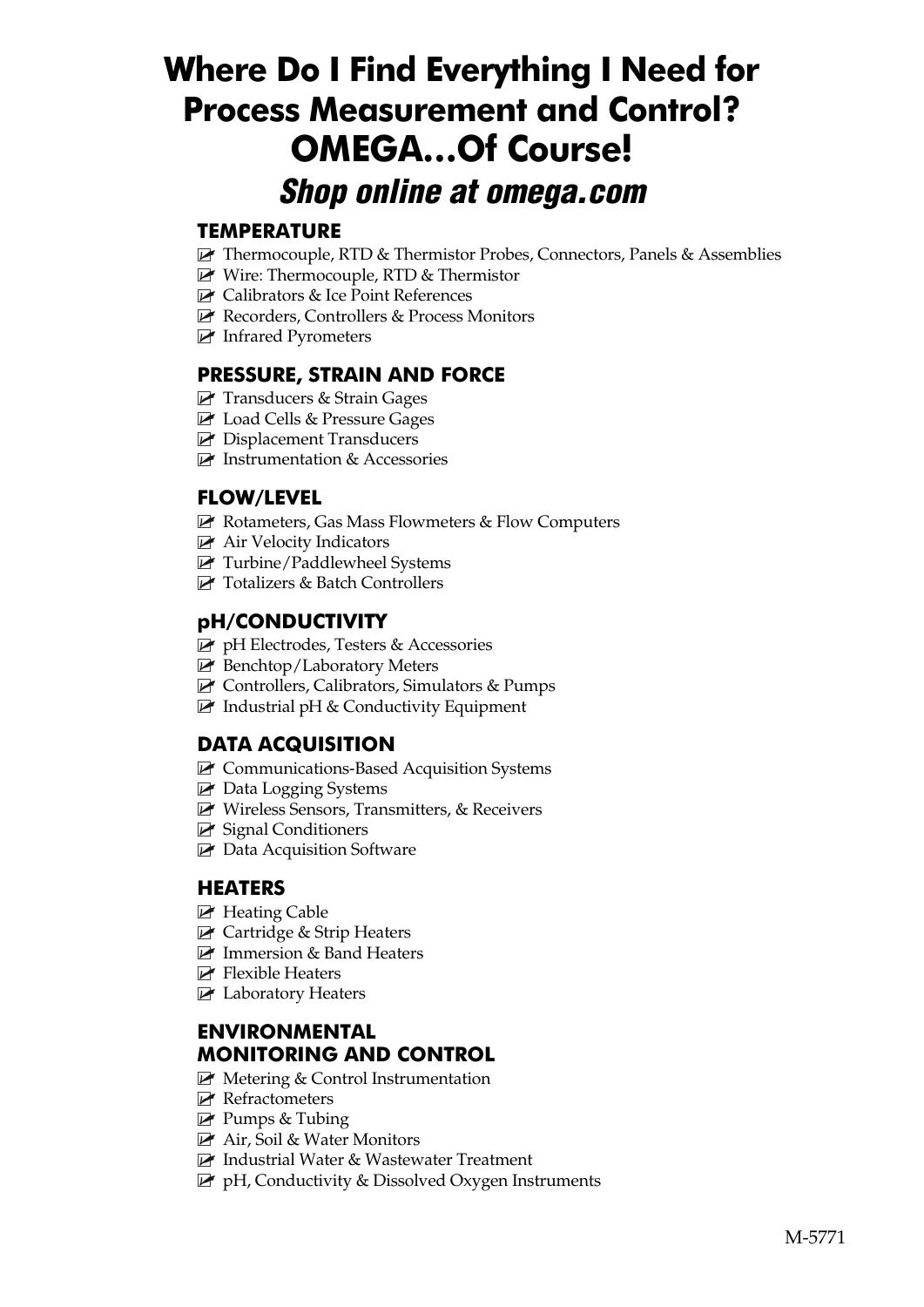# Where Do I Find Everything I Need for Process Measurement and Control? OMEGA…Of Course!

## *Shop online at omega.com*

### TEMPERATURE

- ☞ Thermocouple, RTD & Thermistor Probes, Connectors, Panels & Assemblies
- ☞ Wire: Thermocouple, RTD & Thermistor
- ☞ Calibrators & Ice Point References
- ☞ Recorders, Controllers & Process Monitors
- ☞ Infrared Pyrometers

### PRESSURE, STRAIN AND FORCE

- ☞ Transducers & Strain Gages
- ☞ Load Cells & Pressure Gages
- ☞ Displacement Transducers
- ☞ Instrumentation & Accessories

### FLOW/LEVEL

- ☞ Rotameters, Gas Mass Flowmeters & Flow Computers
- ☞ Air Velocity Indicators
- ☞ Turbine/Paddlewheel Systems
- ☞ Totalizers & Batch Controllers

### pH/CONDUCTIVITY

- ☞ pH Electrodes, Testers & Accessories
- ☞ Benchtop/Laboratory Meters
- ☞ Controllers, Calibrators, Simulators & Pumps
- ☞ Industrial pH & Conductivity Equipment

### DATA ACQUISITION

- ☞ Communications-Based Acquisition Systems
- ☞ Data Logging Systems
- ☞ Wireless Sensors, Transmitters, & Receivers
- ☞ Signal Conditioners
- ☞ Data Acquisition Software

### HEATERS

- ☞ Heating Cable
- ☞ Cartridge & Strip Heaters
- ☞ Immersion & Band Heaters
- ☞ Flexible Heaters
- ☞ Laboratory Heaters

### ENVIRONMENTAL MONITORING AND CONTROL

- ☞ Metering & Control Instrumentation
- ☞ Refractometers
- ☞ Pumps & Tubing
- ☞ Air, Soil & Water Monitors
- ☞ Industrial Water & Wastewater Treatment
- ☞ pH, Conductivity & Dissolved Oxygen Instruments

M-5771